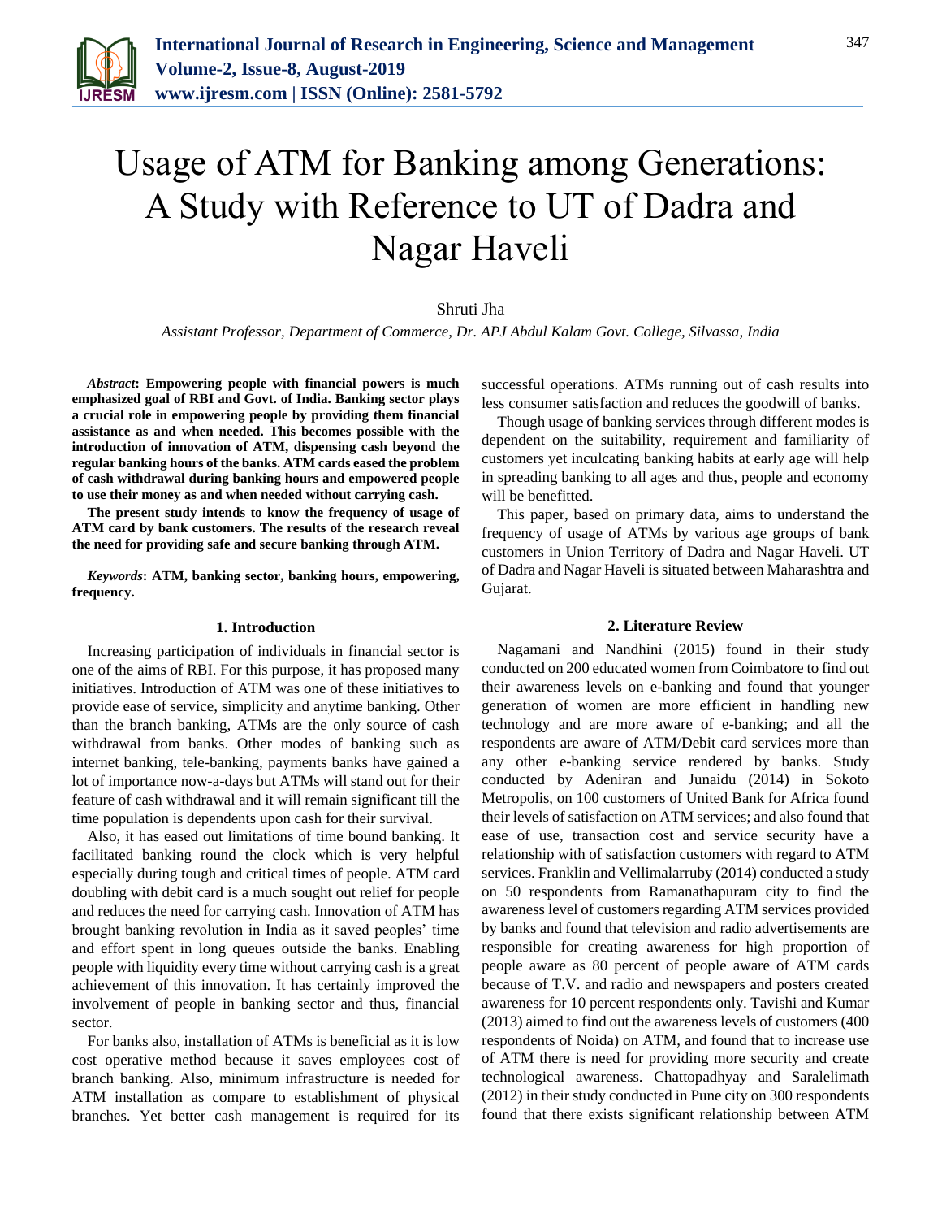# Usage of ATM for Banking among Generations: A Study with Reference to UT of Dadra and Nagar Haveli

Shruti Jha

*Assistant Professor, Department of Commerce, Dr. APJ Abdul Kalam Govt. College, Silvassa, India*

***Abstract*: Empowering people with financial powers is much emphasized goal of RBI and Govt. of India. Banking sector plays a crucial role in empowering people by providing them financial assistance as and when needed. This becomes possible with the introduction of innovation of ATM, dispensing cash beyond the regular banking hours of the banks. ATM cards eased the problem of cash withdrawal during banking hours and empowered people to use their money as and when needed without carrying cash.**

**The present study intends to know the frequency of usage of ATM card by bank customers. The results of the research reveal the need for providing safe and secure banking through ATM.**

***Keywords*: ATM, banking sector, banking hours, empowering, frequency.**

## 1. Introduction

Increasing participation of individuals in financial sector is one of the aims of RBI. For this purpose, it has proposed many initiatives. Introduction of ATM was one of these initiatives to provide ease of service, simplicity and anytime banking. Other than the branch banking, ATMs are the only source of cash withdrawal from banks. Other modes of banking such as internet banking, tele-banking, payments banks have gained a lot of importance now-a-days but ATMs will stand out for their feature of cash withdrawal and it will remain significant till the time population is dependents upon cash for their survival.

Also, it has eased out limitations of time bound banking. It facilitated banking round the clock which is very helpful especially during tough and critical times of people. ATM card doubling with debit card is a much sought out relief for people and reduces the need for carrying cash. Innovation of ATM has brought banking revolution in India as it saved peoples' time and effort spent in long queues outside the banks. Enabling people with liquidity every time without carrying cash is a great achievement of this innovation. It has certainly improved the involvement of people in banking sector and thus, financial sector.

For banks also, installation of ATMs is beneficial as it is low cost operative method because it saves employees cost of branch banking. Also, minimum infrastructure is needed for ATM installation as compare to establishment of physical branches. Yet better cash management is required for its successful operations. ATMs running out of cash results into less consumer satisfaction and reduces the goodwill of banks.

Though usage of banking services through different modes is dependent on the suitability, requirement and familiarity of customers yet inculcating banking habits at early age will help in spreading banking to all ages and thus, people and economy will be benefitted.

This paper, based on primary data, aims to understand the frequency of usage of ATMs by various age groups of bank customers in Union Territory of Dadra and Nagar Haveli. UT of Dadra and Nagar Haveli is situated between Maharashtra and Gujarat.

## 2. Literature Review

Nagamani and Nandhini (2015) found in their study conducted on 200 educated women from Coimbatore to find out their awareness levels on e-banking and found that younger generation of women are more efficient in handling new technology and are more aware of e-banking; and all the respondents are aware of ATM/Debit card services more than any other e-banking service rendered by banks. Study conducted by Adeniran and Junaidu (2014) in Sokoto Metropolis, on 100 customers of United Bank for Africa found their levels of satisfaction on ATM services; and also found that ease of use, transaction cost and service security have a relationship with of satisfaction customers with regard to ATM services. Franklin and Vellimalarruby (2014) conducted a study on 50 respondents from Ramanathapuram city to find the awareness level of customers regarding ATM services provided by banks and found that television and radio advertisements are responsible for creating awareness for high proportion of people aware as 80 percent of people aware of ATM cards because of T.V. and radio and newspapers and posters created awareness for 10 percent respondents only. Tavishi and Kumar (2013) aimed to find out the awareness levels of customers (400 respondents of Noida) on ATM, and found that to increase use of ATM there is need for providing more security and create technological awareness. Chattopadhyay and Saralelimath (2012) in their study conducted in Pune city on 300 respondents found that there exists significant relationship between ATM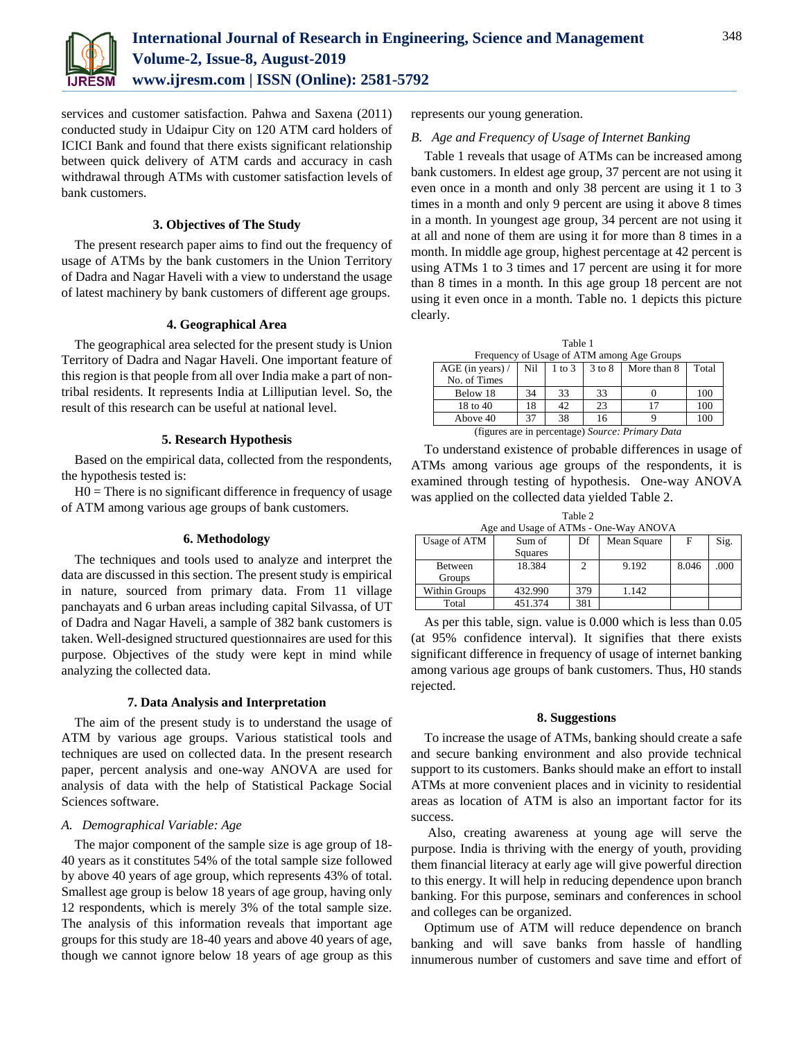services and customer satisfaction. Pahwa and Saxena (2011) conducted study in Udaipur City on 120 ATM card holders of ICICI Bank and found that there exists significant relationship between quick delivery of ATM cards and accuracy in cash withdrawal through ATMs with customer satisfaction levels of bank customers.

## 3. Objectives of The Study

The present research paper aims to find out the frequency of usage of ATMs by the bank customers in the Union Territory of Dadra and Nagar Haveli with a view to understand the usage of latest machinery by bank customers of different age groups.

## 4. Geographical Area

The geographical area selected for the present study is Union Territory of Dadra and Nagar Haveli. One important feature of this region is that people from all over India make a part of non-tribal residents. It represents India at Lilliputian level. So, the result of this research can be useful at national level.

## 5. Research Hypothesis

Based on the empirical data, collected from the respondents, the hypothesis tested is:

H0 = There is no significant difference in frequency of usage of ATM among various age groups of bank customers.

## 6. Methodology

The techniques and tools used to analyze and interpret the data are discussed in this section. The present study is empirical in nature, sourced from primary data. From 11 village panchayats and 6 urban areas including capital Silvassa, of UT of Dadra and Nagar Haveli, a sample of 382 bank customers is taken. Well-designed structured questionnaires are used for this purpose. Objectives of the study were kept in mind while analyzing the collected data.

## 7. Data Analysis and Interpretation

The aim of the present study is to understand the usage of ATM by various age groups. Various statistical tools and techniques are used on collected data. In the present research paper, percent analysis and one-way ANOVA are used for analysis of data with the help of Statistical Package Social Sciences software.

### *A. Demographical Variable: Age*

The major component of the sample size is age group of 18-40 years as it constitutes 54% of the total sample size followed by above 40 years of age group, which represents 43% of total. Smallest age group is below 18 years of age group, having only 12 respondents, which is merely 3% of the total sample size. The analysis of this information reveals that important age groups for this study are 18-40 years and above 40 years of age, though we cannot ignore below 18 years of age group as this represents our young generation.

### *B. Age and Frequency of Usage of Internet Banking*

Table 1 reveals that usage of ATMs can be increased among bank customers. In eldest age group, 37 percent are not using it even once in a month and only 38 percent are using it 1 to 3 times in a month and only 9 percent are using it above 8 times in a month. In youngest age group, 34 percent are not using it at all and none of them are using it for more than 8 times in a month. In middle age group, highest percentage at 42 percent is using ATMs 1 to 3 times and 17 percent are using it for more than 8 times in a month. In this age group 18 percent are not using it even once in a month. Table no. 1 depicts this picture clearly.

Table 1
Frequency of Usage of ATM among Age Groups

| AGE (in years) / No. of Times | Nil | 1 to 3 | 3 to 8 | More than 8 | Total |
|---|---|---|---|---|---|
| Below 18 | 34 | 33 | 33 | 0 | 100 |
| 18 to 40 | 18 | 42 | 23 | 17 | 100 |
| Above 40 | 37 | 38 | 16 | 9 | 100 |

(figures are in percentage) *Source: Primary Data*

To understand existence of probable differences in usage of ATMs among various age groups of the respondents, it is examined through testing of hypothesis. One-way ANOVA was applied on the collected data yielded Table 2.

Table 2
Age and Usage of ATMs - One-Way ANOVA

| Usage of ATM | Sum of Squares | Df | Mean Square | F | Sig. |
|---|---|---|---|---|---|
| Between Groups | 18.384 | 2 | 9.192 | 8.046 | .000 |
| Within Groups | 432.990 | 379 | 1.142 | | |
| Total | 451.374 | 381 | | | |

As per this table, sign. value is 0.000 which is less than 0.05 (at 95% confidence interval). It signifies that there exists significant difference in frequency of usage of internet banking among various age groups of bank customers. Thus, H0 stands rejected.

## 8. Suggestions

To increase the usage of ATMs, banking should create a safe and secure banking environment and also provide technical support to its customers. Banks should make an effort to install ATMs at more convenient places and in vicinity to residential areas as location of ATM is also an important factor for its success.

Also, creating awareness at young age will serve the purpose. India is thriving with the energy of youth, providing them financial literacy at early age will give powerful direction to this energy. It will help in reducing dependence upon branch banking. For this purpose, seminars and conferences in school and colleges can be organized.

Optimum use of ATM will reduce dependence on branch banking and will save banks from hassle of handling innumerous number of customers and save time and effort of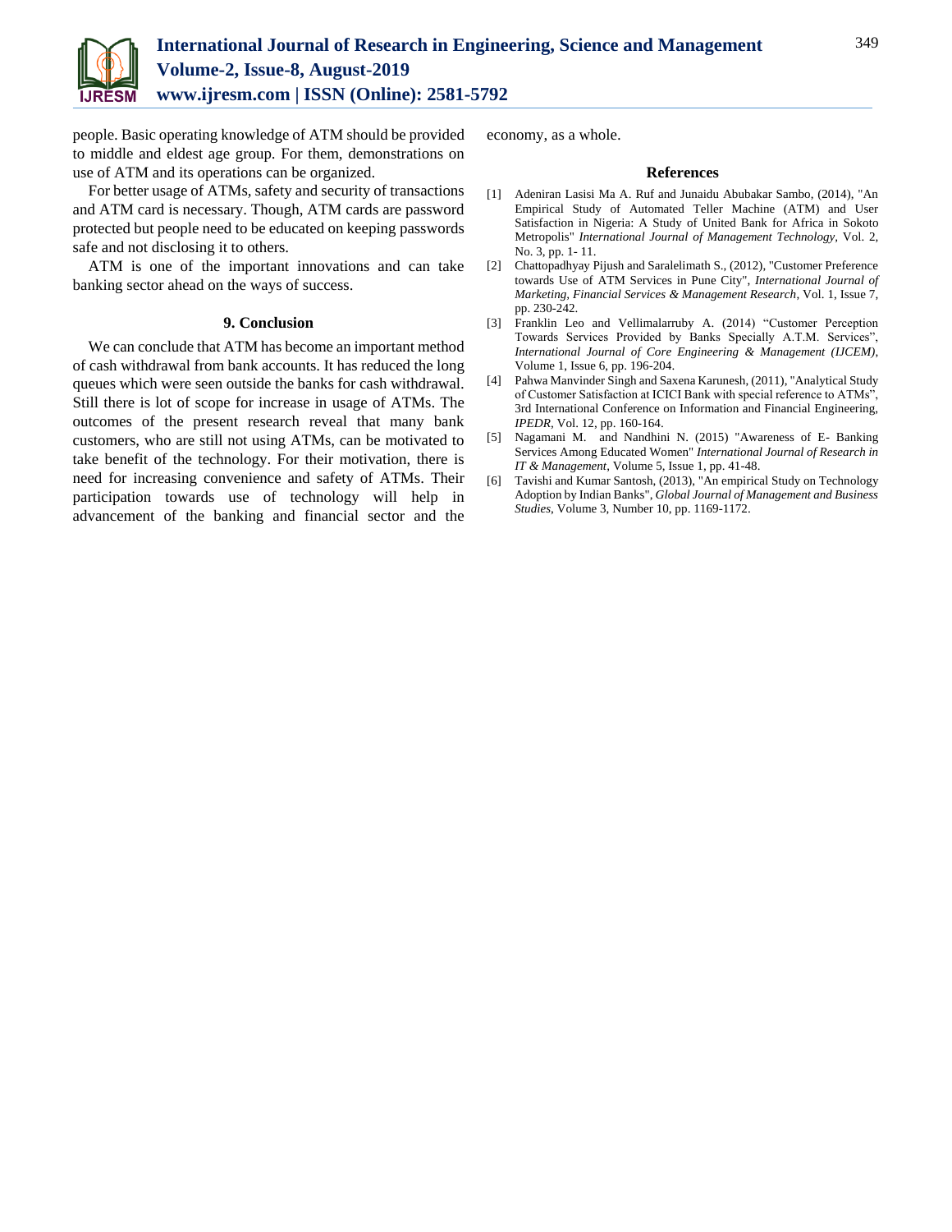people. Basic operating knowledge of ATM should be provided to middle and eldest age group. For them, demonstrations on use of ATM and its operations can be organized.

For better usage of ATMs, safety and security of transactions and ATM card is necessary. Though, ATM cards are password protected but people need to be educated on keeping passwords safe and not disclosing it to others.

ATM is one of the important innovations and can take banking sector ahead on the ways of success.

## 9. Conclusion

We can conclude that ATM has become an important method of cash withdrawal from bank accounts. It has reduced the long queues which were seen outside the banks for cash withdrawal. Still there is lot of scope for increase in usage of ATMs. The outcomes of the present research reveal that many bank customers, who are still not using ATMs, can be motivated to take benefit of the technology. For their motivation, there is need for increasing convenience and safety of ATMs. Their participation towards use of technology will help in advancement of the banking and financial sector and the economy, as a whole.

## References

[1] Adeniran Lasisi Ma A. Ruf and Junaidu Abubakar Sambo, (2014), "An Empirical Study of Automated Teller Machine (ATM) and User Satisfaction in Nigeria: A Study of United Bank for Africa in Sokoto Metropolis" *International Journal of Management Technology*, Vol. 2, No. 3, pp. 1- 11.

[2] Chattopadhyay Pijush and Saralelimath S., (2012), "Customer Preference towards Use of ATM Services in Pune City", *International Journal of Marketing, Financial Services & Management Research*, Vol. 1, Issue 7, pp. 230-242.

[3] Franklin Leo and Vellimalarruby A. (2014) "Customer Perception Towards Services Provided by Banks Specially A.T.M. Services", *International Journal of Core Engineering & Management (IJCEM)*, Volume 1, Issue 6, pp. 196-204.

[4] Pahwa Manvinder Singh and Saxena Karunesh, (2011), "Analytical Study of Customer Satisfaction at ICICI Bank with special reference to ATMs", 3rd International Conference on Information and Financial Engineering, *IPEDR*, Vol. 12, pp. 160-164.

[5] Nagamani M. and Nandhini N. (2015) "Awareness of E- Banking Services Among Educated Women" *International Journal of Research in IT & Management*, Volume 5, Issue 1, pp. 41-48.

[6] Tavishi and Kumar Santosh, (2013), "An empirical Study on Technology Adoption by Indian Banks", *Global Journal of Management and Business Studies*, Volume 3, Number 10, pp. 1169-1172.